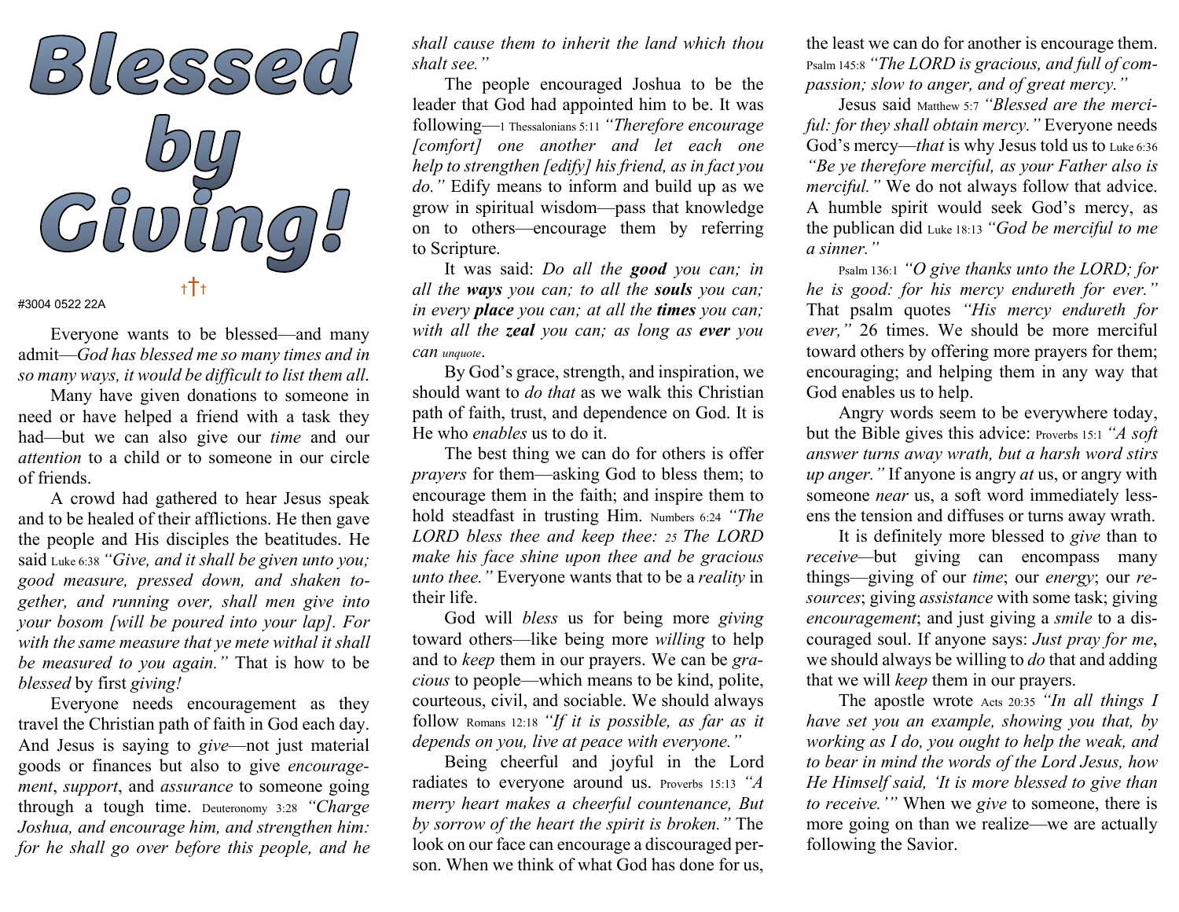# Blessed by Giving!

†††

#3004 0522 22A

Everyone wants to be blessed—and many admit—*God has blessed me so many times and in so many ways, it would be difficult to list them all.*

Many have given donations to someone in need or have helped a friend with a task they had—but we can also give our *time* and our *attention* to a child or to someone in our circle of friends.

A crowd had gathered to hear Jesus speak and to be healed of their afflictions. He then gave the people and His disciples the beatitudes. He said Luke 6:38 *"Give, and it shall be given unto you; good measure, pressed down, and shaken together, and running over, shall men give into your bosom [will be poured into your lap]. For with the same measure that ye mete withal it shall be measured to you again."* That is how to be *blessed* by first *giving!*

Everyone needs encouragement as they travel the Christian path of faith in God each day. And Jesus is saying to *give*—not just material goods or finances but also to give *encouragement*, *support*, and *assurance* to someone going through a tough time. Deuteronomy 3:28 *"Charge Joshua, and encourage him, and strengthen him: for he shall go over before this people, and he shall cause them to inherit the land which thou shalt see."*

The people encouraged Joshua to be the leader that God had appointed him to be. It was following—1 Thessalonians 5:11 *"Therefore encourage [comfort] one another and let each one help to strengthen [edify] his friend, as in fact you do."* Edify means to inform and build up as we grow in spiritual wisdom—pass that knowledge on to others—encourage them by referring to Scripture.

It was said: *Do all the **good** you can; in all the **ways** you can; to all the **souls** you can; in every **place** you can; at all the **times** you can; with all the **zeal** you can; as long as **ever** you can unquote*.

By God's grace, strength, and inspiration, we should want to *do that* as we walk this Christian path of faith, trust, and dependence on God. It is He who *enables* us to do it.

The best thing we can do for others is offer *prayers* for them—asking God to bless them; to encourage them in the faith; and inspire them to hold steadfast in trusting Him. Numbers 6:24 *"The LORD bless thee and keep thee: 25 The LORD make his face shine upon thee and be gracious unto thee."* Everyone wants that to be a *reality* in their life.

God will *bless* us for being more *giving* toward others—like being more *willing* to help and to *keep* them in our prayers. We can be *gracious* to people—which means to be kind, polite, courteous, civil, and sociable. We should always follow Romans 12:18 *"If it is possible, as far as it depends on you, live at peace with everyone."*

Being cheerful and joyful in the Lord radiates to everyone around us. Proverbs 15:13 *"A merry heart makes a cheerful countenance, But by sorrow of the heart the spirit is broken."* The look on our face can encourage a discouraged person. When we think of what God has done for us, the least we can do for another is encourage them. Psalm 145:8 *"The LORD is gracious, and full of compassion; slow to anger, and of great mercy."*

Jesus said Matthew 5:7 *"Blessed are the merciful: for they shall obtain mercy."* Everyone needs God's mercy—*that* is why Jesus told us to Luke 6:36 *"Be ye therefore merciful, as your Father also is merciful."* We do not always follow that advice. A humble spirit would seek God's mercy, as the publican did Luke 18:13 *"God be merciful to me a sinner."*

Psalm 136:1 *"O give thanks unto the LORD; for he is good: for his mercy endureth for ever."* That psalm quotes *"His mercy endureth for ever,"* 26 times. We should be more merciful toward others by offering more prayers for them; encouraging; and helping them in any way that God enables us to help.

Angry words seem to be everywhere today, but the Bible gives this advice: Proverbs 15:1 *"A soft answer turns away wrath, but a harsh word stirs up anger."* If anyone is angry *at* us, or angry with someone *near* us, a soft word immediately lessens the tension and diffuses or turns away wrath.

It is definitely more blessed to *give* than to *receive*—but giving can encompass many things—giving of our *time*; our *energy*; our *resources*; giving *assistance* with some task; giving *encouragement*; and just giving a *smile* to a discouraged soul. If anyone says: *Just pray for me*, we should always be willing to *do* that and adding that we will *keep* them in our prayers.

The apostle wrote Acts 20:35 *"In all things I have set you an example, showing you that, by working as I do, you ought to help the weak, and to bear in mind the words of the Lord Jesus, how He Himself said, 'It is more blessed to give than to receive.'"* When we *give* to someone, there is more going on than we realize—we are actually following the Savior.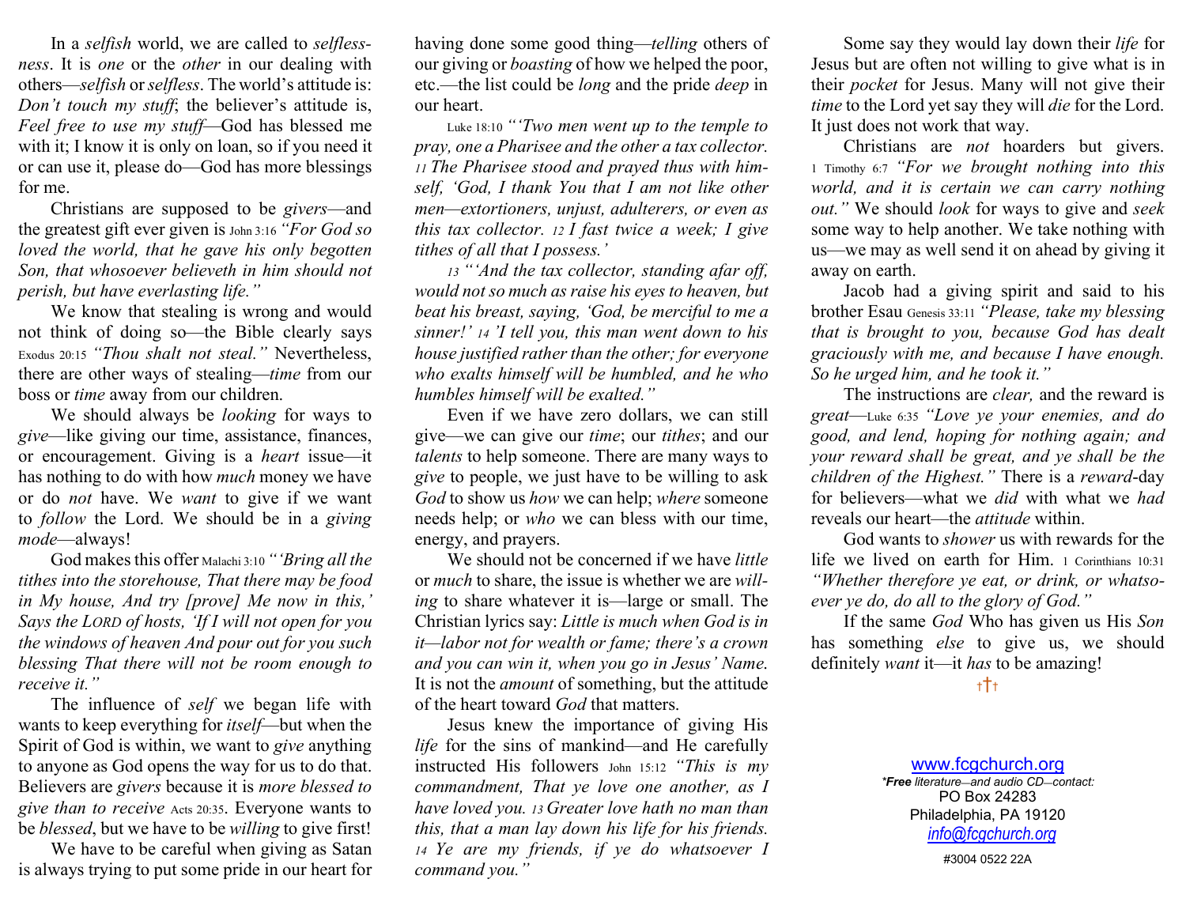In a *selfish* world, we are called to *selflessness*. It is *one* or the *other* in our dealing with others—*selfish* or *selfless*. The world's attitude is: *Don't touch my stuff*; the believer's attitude is, *Feel free to use my stuff*—God has blessed me with it; I know it is only on loan, so if you need it or can use it, please do—God has more blessings for me.

Christians are supposed to be *givers*—and the greatest gift ever given is John 3:16 *"For God so loved the world, that he gave his only begotten Son, that whosoever believeth in him should not perish, but have everlasting life."*

We know that stealing is wrong and would not think of doing so—the Bible clearly says Exodus 20:15 *"Thou shalt not steal."* Nevertheless, there are other ways of stealing—*time* from our boss or *time* away from our children.

We should always be *looking* for ways to *give*—like giving our time, assistance, finances, or encouragement. Giving is a *heart* issue—it has nothing to do with how *much* money we have or do *not* have. We *want* to give if we want to *follow* the Lord. We should be in a *giving mode*—always!

God makes this offer Malachi 3:10 *"'Bring all the tithes into the storehouse, That there may be food in My house, And try [prove] Me now in this,' Says the LORD of hosts, 'If I will not open for you the windows of heaven And pour out for you such blessing That there will not be room enough to receive it."*

The influence of *self* we began life with wants to keep everything for *itself*—but when the Spirit of God is within, we want to *give* anything to anyone as God opens the way for us to do that. Believers are *givers* because it is *more blessed to give than to receive* Acts 20:35. Everyone wants to be *blessed*, but we have to be *willing* to give first!

We have to be careful when giving as Satan is always trying to put some pride in our heart for having done some good thing—*telling* others of our giving or *boasting* of how we helped the poor, etc.—the list could be *long* and the pride *deep* in our heart.

Luke 18:10 *"'Two men went up to the temple to pray, one a Pharisee and the other a tax collector. 11 The Pharisee stood and prayed thus with himself, 'God, I thank You that I am not like other men—extortioners, unjust, adulterers, or even as this tax collector. 12 I fast twice a week; I give tithes of all that I possess.'*

*13 "'And the tax collector, standing afar off, would not so much as raise his eyes to heaven, but beat his breast, saying, 'God, be merciful to me a sinner!' 14 'I tell you, this man went down to his house justified rather than the other; for everyone who exalts himself will be humbled, and he who humbles himself will be exalted."*

Even if we have zero dollars, we can still give—we can give our *time*; our *tithes*; and our *talents* to help someone. There are many ways to *give* to people, we just have to be willing to ask *God* to show us *how* we can help; *where* someone needs help; or *who* we can bless with our time, energy, and prayers.

We should not be concerned if we have *little* or *much* to share, the issue is whether we are *willing* to share whatever it is—large or small. The Christian lyrics say: *Little is much when God is in it—labor not for wealth or fame; there's a crown and you can win it, when you go in Jesus' Name.* It is not the *amount* of something, but the attitude of the heart toward *God* that matters.

Jesus knew the importance of giving His *life* for the sins of mankind—and He carefully instructed His followers John 15:12 *"This is my commandment, That ye love one another, as I have loved you. 13 Greater love hath no man than this, that a man lay down his life for his friends. 14 Ye are my friends, if ye do whatsoever I command you."*

Some say they would lay down their *life* for Jesus but are often not willing to give what is in their *pocket* for Jesus. Many will not give their *time* to the Lord yet say they will *die* for the Lord. It just does not work that way.

Christians are *not* hoarders but givers. 1 Timothy 6:7 *"For we brought nothing into this world, and it is certain we can carry nothing out."* We should *look* for ways to give and *seek* some way to help another. We take nothing with us—we may as well send it on ahead by giving it away on earth.

Jacob had a giving spirit and said to his brother Esau Genesis 33:11 *"Please, take my blessing that is brought to you, because God has dealt graciously with me, and because I have enough. So he urged him, and he took it."*

The instructions are *clear,* and the reward is *great*—Luke 6:35 *"Love ye your enemies, and do good, and lend, hoping for nothing again; and your reward shall be great, and ye shall be the children of the Highest."* There is a *reward*-day for believers—what we *did* with what we *had* reveals our heart—the *attitude* within.

God wants to *shower* us with rewards for the life we lived on earth for Him. 1 Corinthians 10:31 *"Whether therefore ye eat, or drink, or whatsoever ye do, do all to the glory of God."*

If the same *God* Who has given us His *Son* has something *else* to give us, we should definitely *want* it—it *has* to be amazing!

†††

www.fcgchurch.org
***Free** literature—and audio CD—contact:*
PO Box 24283
Philadelphia, PA 19120
*info@fcgchurch.org*

#3004 0522 22A